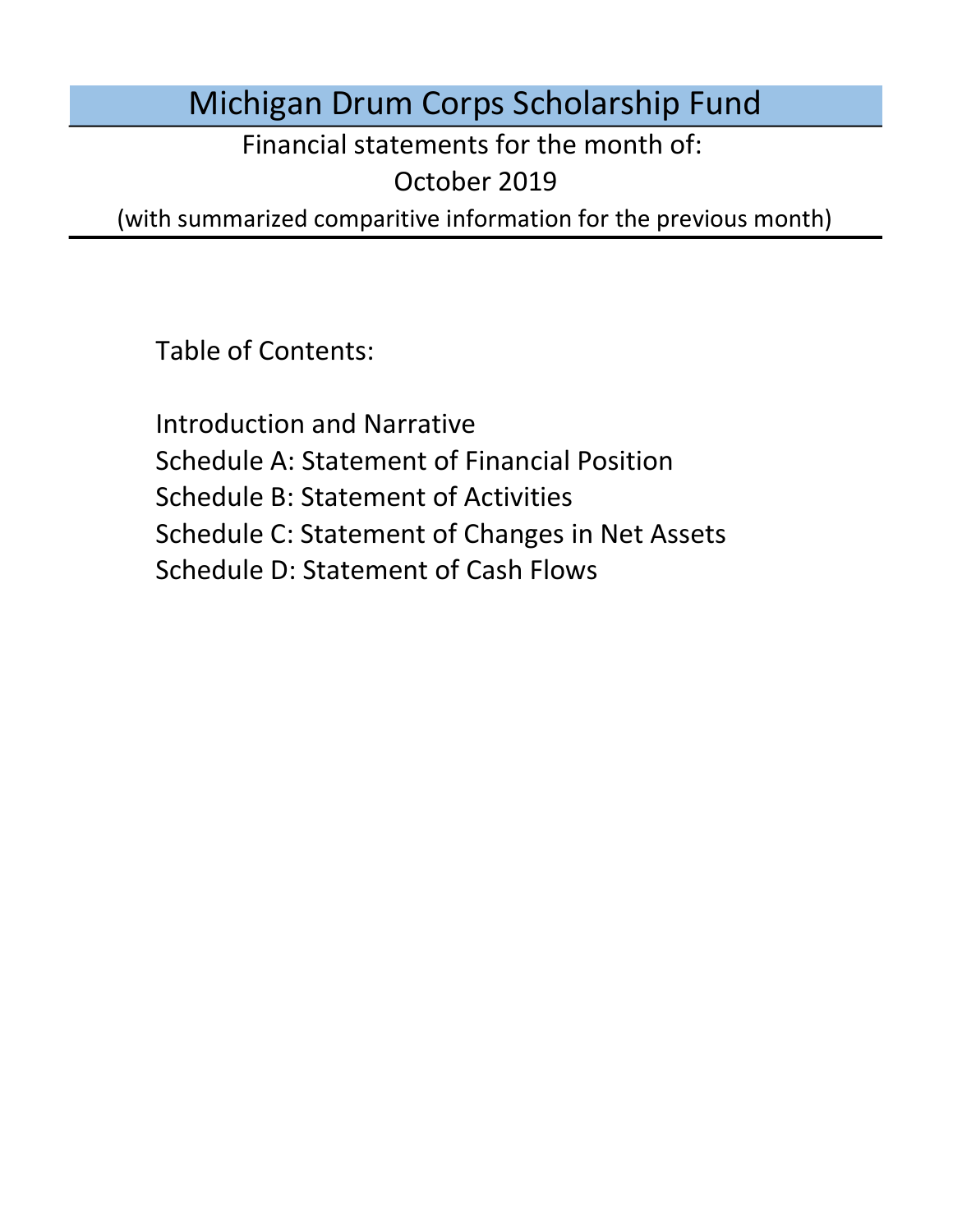# Michigan Drum Corps Scholarship Fund

Financial statements for the month of:

October 2019

(with summarized comparitive information for the previous month)

Table of Contents:

Introduction and Narrative

Schedule A: Statement of Financial Position

Schedule B: Statement of Activities

Schedule C: Statement of Changes in Net Assets

Schedule D: Statement of Cash Flows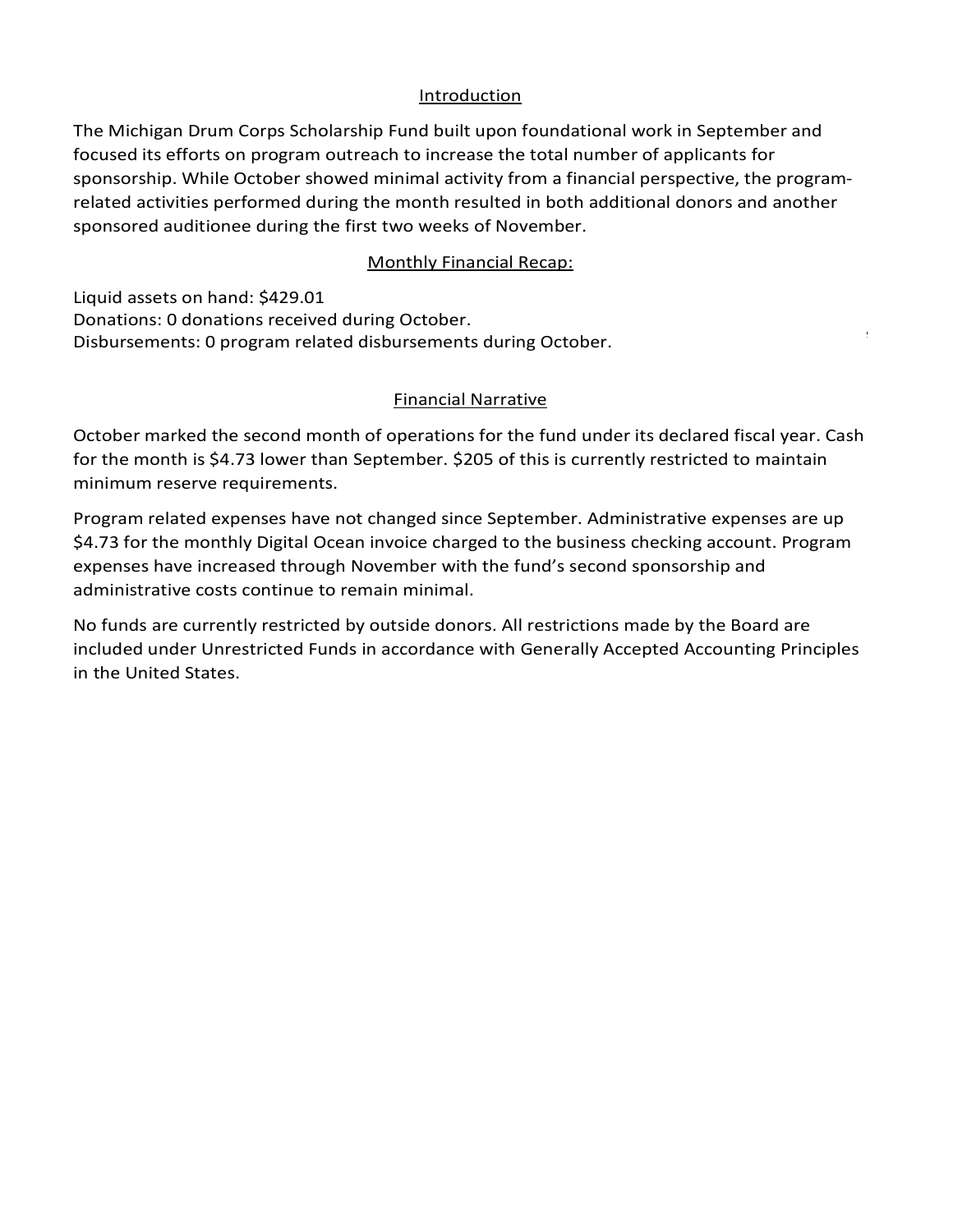## Introduction

The Michigan Drum Corps Scholarship Fund built upon foundational work in September and focused its efforts on program outreach to increase the total number of applicants for sponsorship. While October showed minimal activity from a financial perspective, the program-related activities performed during the month resulted in both additional donors and another sponsored auditionee during the first two weeks of November.

## Monthly Financial Recap:

Liquid assets on hand: $429.01
Donations: 0 donations received during October.
Disbursements: 0 program related disbursements during October.

## Financial Narrative

October marked the second month of operations for the fund under its declared fiscal year. Cash for the month is $4.73 lower than September. $205 of this is currently restricted to maintain minimum reserve requirements.

Program related expenses have not changed since September. Administrative expenses are up $4.73 for the monthly Digital Ocean invoice charged to the business checking account. Program expenses have increased through November with the fund's second sponsorship and administrative costs continue to remain minimal.

No funds are currently restricted by outside donors. All restrictions made by the Board are included under Unrestricted Funds in accordance with Generally Accepted Accounting Principles in the United States.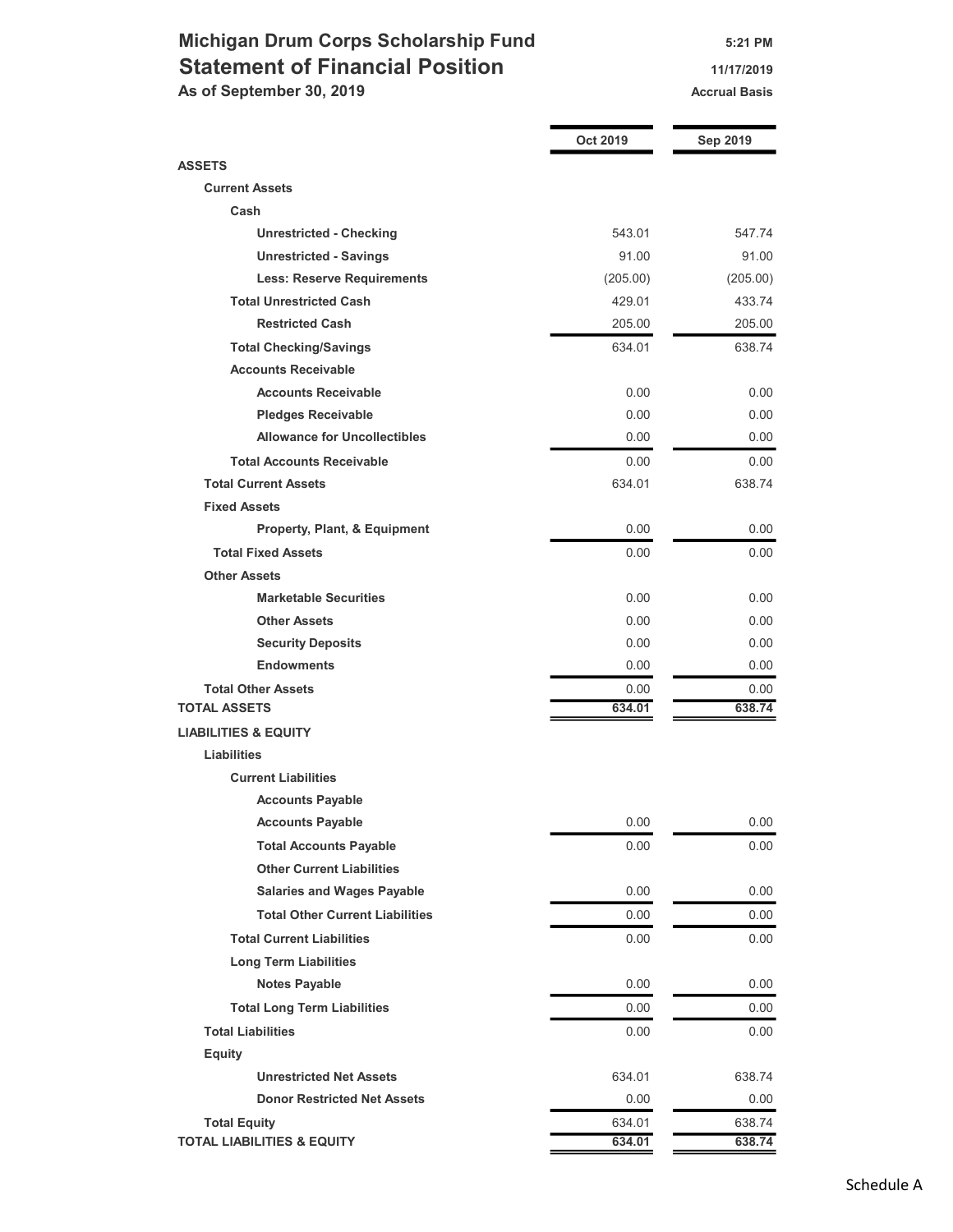# Michigan Drum Corps Scholarship Fund

## Statement of Financial Position

**As of September 30, 2019**

5:21 PM
11/17/2019
Accrual Basis

| | Oct 2019 | Sep 2019 |
|---|---|---|
| **ASSETS** | | |
| **Current Assets** | | |
| **Cash** | | |
| **Unrestricted - Checking** | 543.01 | 547.74 |
| **Unrestricted - Savings** | 91.00 | 91.00 |
| **Less: Reserve Requirements** | (205.00) | (205.00) |
| **Total Unrestricted Cash** | 429.01 | 433.74 |
| **Restricted Cash** | 205.00 | 205.00 |
| **Total Checking/Savings** | 634.01 | 638.74 |
| **Accounts Receivable** | | |
| **Accounts Receivable** | 0.00 | 0.00 |
| **Pledges Receivable** | 0.00 | 0.00 |
| **Allowance for Uncollectibles** | 0.00 | 0.00 |
| **Total Accounts Receivable** | 0.00 | 0.00 |
| **Total Current Assets** | 634.01 | 638.74 |
| **Fixed Assets** | | |
| **Property, Plant, & Equipment** | 0.00 | 0.00 |
| **Total Fixed Assets** | 0.00 | 0.00 |
| **Other Assets** | | |
| **Marketable Securities** | 0.00 | 0.00 |
| **Other Assets** | 0.00 | 0.00 |
| **Security Deposits** | 0.00 | 0.00 |
| **Endowments** | 0.00 | 0.00 |
| **Total Other Assets** | 0.00 | 0.00 |
| **TOTAL ASSETS** | **634.01** | **638.74** |
| **LIABILITIES & EQUITY** | | |
| **Liabilities** | | |
| **Current Liabilities** | | |
| **Accounts Payable** | | |
| **Accounts Payable** | 0.00 | 0.00 |
| **Total Accounts Payable** | 0.00 | 0.00 |
| **Other Current Liabilities** | | |
| **Salaries and Wages Payable** | 0.00 | 0.00 |
| **Total Other Current Liabilities** | 0.00 | 0.00 |
| **Total Current Liabilities** | 0.00 | 0.00 |
| **Long Term Liabilities** | | |
| **Notes Payable** | 0.00 | 0.00 |
| **Total Long Term Liabilities** | 0.00 | 0.00 |
| **Total Liabilities** | 0.00 | 0.00 |
| **Equity** | | |
| **Unrestricted Net Assets** | 634.01 | 638.74 |
| **Donor Restricted Net Assets** | 0.00 | 0.00 |
| **Total Equity** | 634.01 | 638.74 |
| **TOTAL LIABILITIES & EQUITY** | **634.01** | **638.74** |

Schedule A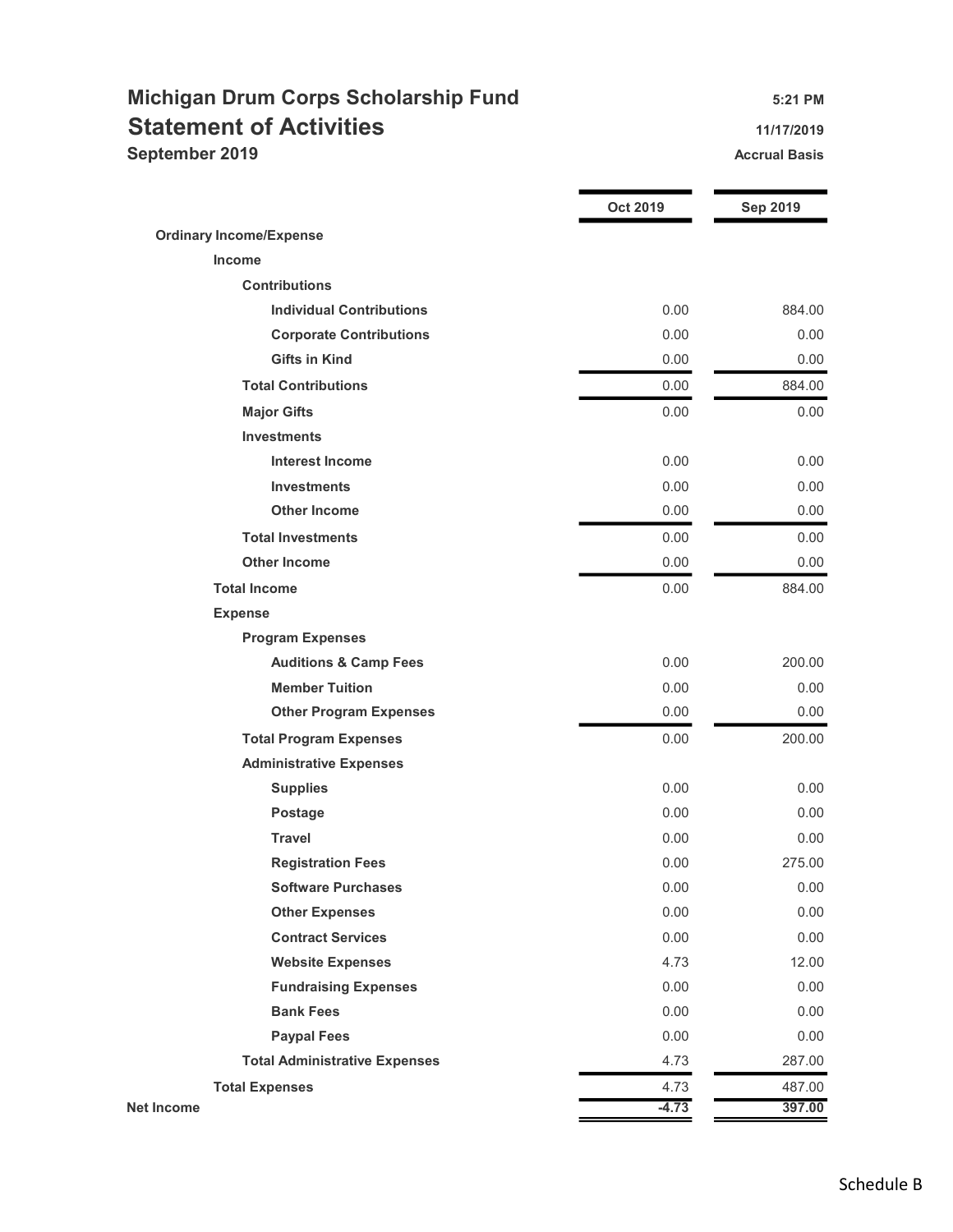# Michigan Drum Corps Scholarship Fund

## Statement of Activities

**September 2019**

5:21 PM
11/17/2019
Accrual Basis

| | Oct 2019 | Sep 2019 |
|---|---|---|
| **Ordinary Income/Expense** | | |
| **Income** | | |
| **Contributions** | | |
| **Individual Contributions** | 0.00 | 884.00 |
| **Corporate Contributions** | 0.00 | 0.00 |
| **Gifts in Kind** | 0.00 | 0.00 |
| **Total Contributions** | 0.00 | 884.00 |
| **Major Gifts** | 0.00 | 0.00 |
| **Investments** | | |
| **Interest Income** | 0.00 | 0.00 |
| **Investments** | 0.00 | 0.00 |
| **Other Income** | 0.00 | 0.00 |
| **Total Investments** | 0.00 | 0.00 |
| **Other Income** | 0.00 | 0.00 |
| **Total Income** | 0.00 | 884.00 |
| **Expense** | | |
| **Program Expenses** | | |
| **Auditions & Camp Fees** | 0.00 | 200.00 |
| **Member Tuition** | 0.00 | 0.00 |
| **Other Program Expenses** | 0.00 | 0.00 |
| **Total Program Expenses** | 0.00 | 200.00 |
| **Administrative Expenses** | | |
| **Supplies** | 0.00 | 0.00 |
| **Postage** | 0.00 | 0.00 |
| **Travel** | 0.00 | 0.00 |
| **Registration Fees** | 0.00 | 275.00 |
| **Software Purchases** | 0.00 | 0.00 |
| **Other Expenses** | 0.00 | 0.00 |
| **Contract Services** | 0.00 | 0.00 |
| **Website Expenses** | 4.73 | 12.00 |
| **Fundraising Expenses** | 0.00 | 0.00 |
| **Bank Fees** | 0.00 | 0.00 |
| **Paypal Fees** | 0.00 | 0.00 |
| **Total Administrative Expenses** | 4.73 | 287.00 |
| **Total Expenses** | 4.73 | 487.00 |
| **Net Income** | **-4.73** | **397.00** |

Schedule B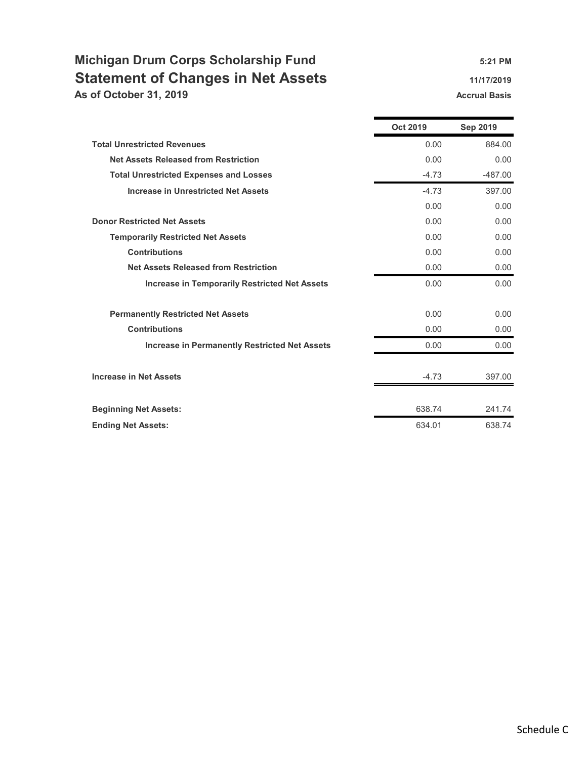# Michigan Drum Corps Scholarship Fund

## Statement of Changes in Net Assets

**As of October 31, 2019**

**5:21 PM**
**11/17/2019**
**Accrual Basis**

| | Oct 2019 | Sep 2019 |
|---|---|---|
| **Total Unrestricted Revenues** | 0.00 | 884.00 |
| **Net Assets Released from Restriction** | 0.00 | 0.00 |
| **Total Unrestricted Expenses and Losses** | -4.73 | -487.00 |
| **Increase in Unrestricted Net Assets** | -4.73 | 397.00 |
| | 0.00 | 0.00 |
| **Donor Restricted Net Assets** | 0.00 | 0.00 |
| **Temporarily Restricted Net Assets** | 0.00 | 0.00 |
| **Contributions** | 0.00 | 0.00 |
| **Net Assets Released from Restriction** | 0.00 | 0.00 |
| **Increase in Temporarily Restricted Net Assets** | 0.00 | 0.00 |
| **Permanently Restricted Net Assets** | 0.00 | 0.00 |
| **Contributions** | 0.00 | 0.00 |
| **Increase in Permanently Restricted Net Assets** | 0.00 | 0.00 |
| **Increase in Net Assets** | -4.73 | 397.00 |
| **Beginning Net Assets:** | 638.74 | 241.74 |
| **Ending Net Assets:** | 634.01 | 638.74 |

Schedule C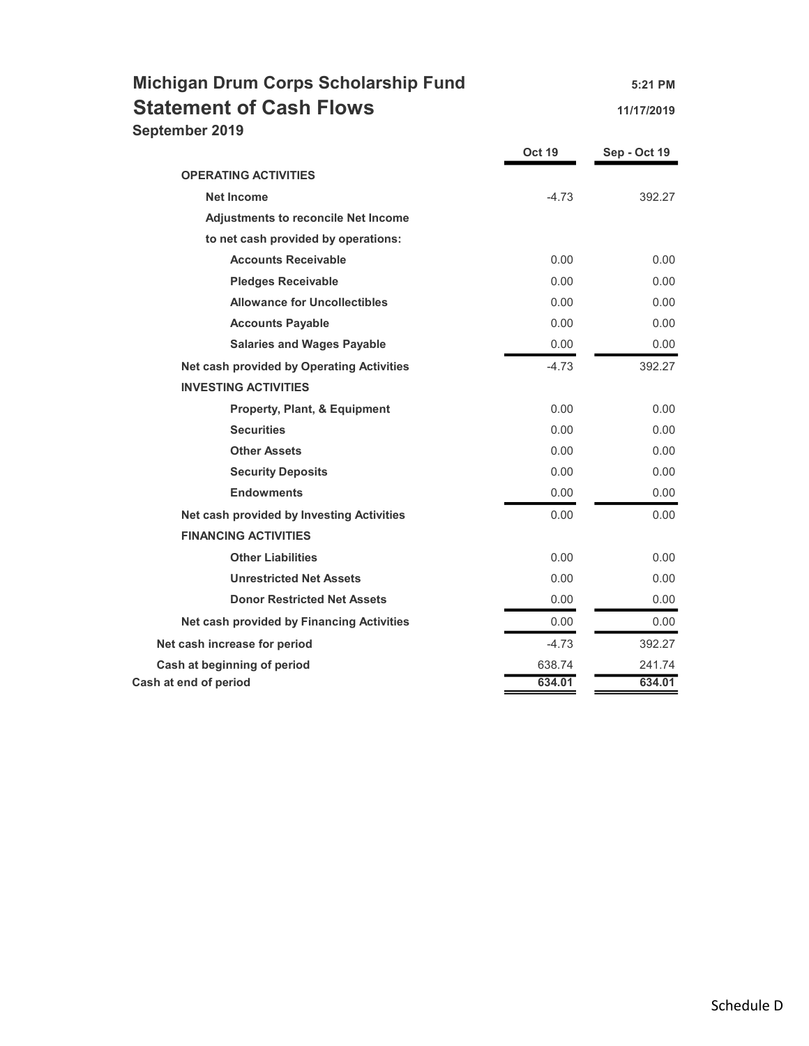# Michigan Drum Corps Scholarship Fund

## Statement of Cash Flows

**September 2019**

5:21 PM

11/17/2019

| | Oct 19 | Sep - Oct 19 |
|---|---|---|
| **OPERATING ACTIVITIES** | | |
| **Net Income** | -4.73 | 392.27 |
| **Adjustments to reconcile Net Income** | | |
| **to net cash provided by operations:** | | |
| **Accounts Receivable** | 0.00 | 0.00 |
| **Pledges Receivable** | 0.00 | 0.00 |
| **Allowance for Uncollectibles** | 0.00 | 0.00 |
| **Accounts Payable** | 0.00 | 0.00 |
| **Salaries and Wages Payable** | 0.00 | 0.00 |
| **Net cash provided by Operating Activities** | -4.73 | 392.27 |
| **INVESTING ACTIVITIES** | | |
| **Property, Plant, & Equipment** | 0.00 | 0.00 |
| **Securities** | 0.00 | 0.00 |
| **Other Assets** | 0.00 | 0.00 |
| **Security Deposits** | 0.00 | 0.00 |
| **Endowments** | 0.00 | 0.00 |
| **Net cash provided by Investing Activities** | 0.00 | 0.00 |
| **FINANCING ACTIVITIES** | | |
| **Other Liabilities** | 0.00 | 0.00 |
| **Unrestricted Net Assets** | 0.00 | 0.00 |
| **Donor Restricted Net Assets** | 0.00 | 0.00 |
| **Net cash provided by Financing Activities** | 0.00 | 0.00 |
| **Net cash increase for period** | -4.73 | 392.27 |
| **Cash at beginning of period** | 638.74 | 241.74 |
| **Cash at end of period** | **634.01** | **634.01** |

Schedule D